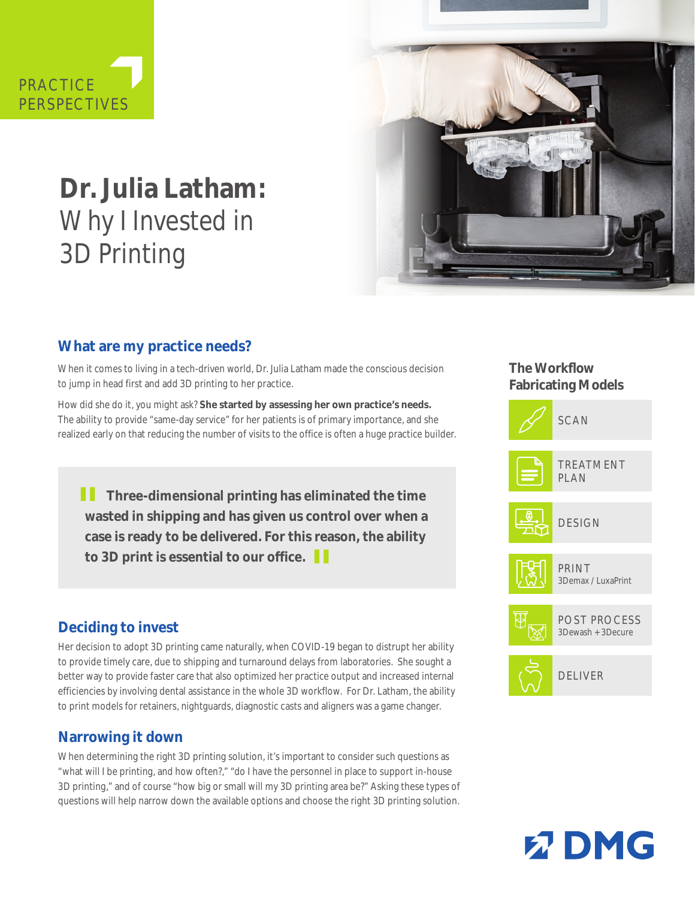PRACTICE PERSPECTIVES

# Dr. Julia Latham: Why I Invested in 3D Printing

## What are my practice needs?

When it comes to living in a tech-driven world, Dr. Julia Latham made the conscious decision to jump in head first and add 3D printing to her practice.

How did she do it, you might ask? **She started by assessing her own practice's needs.** The ability to provide "same-day service" for her patients is of primary importance, and she realized early on that reducing the number of visits to the office is often a huge practice builder.

> **Three-dimensional printing has eliminated the time wasted in shipping and has given us control over when a case is ready to be delivered. For this reason, the ability to 3D print is essential to our office.**

## Deciding to invest

Her decision to adopt 3D printing came naturally, when COVID-19 began to distrupt her ability to provide timely care, due to shipping and turnaround delays from laboratories. She sought a better way to provide faster care that also optimized her practice output and increased internal efficiencies by involving dental assistance in the whole 3D workflow. For Dr. Latham, the ability to print models for retainers, nightguards, diagnostic casts and aligners was a game changer.

## Narrowing it down

When determining the right 3D printing solution, it's important to consider such questions as "what will I be printing, and how often?," "do I have the personnel in place to support in-house 3D printing," and of course "how big or small will my 3D printing area be?" Asking these types of questions will help narrow down the available options and choose the right 3D printing solution.

### The Workflow Fabricating Models

- SCAN
- TREATMENT PLAN
- DESIGN
- PRINT
  3Demax / LuxaPrint
- POST PROCESS
  3Dewash + 3Decure
- DELIVER

DMG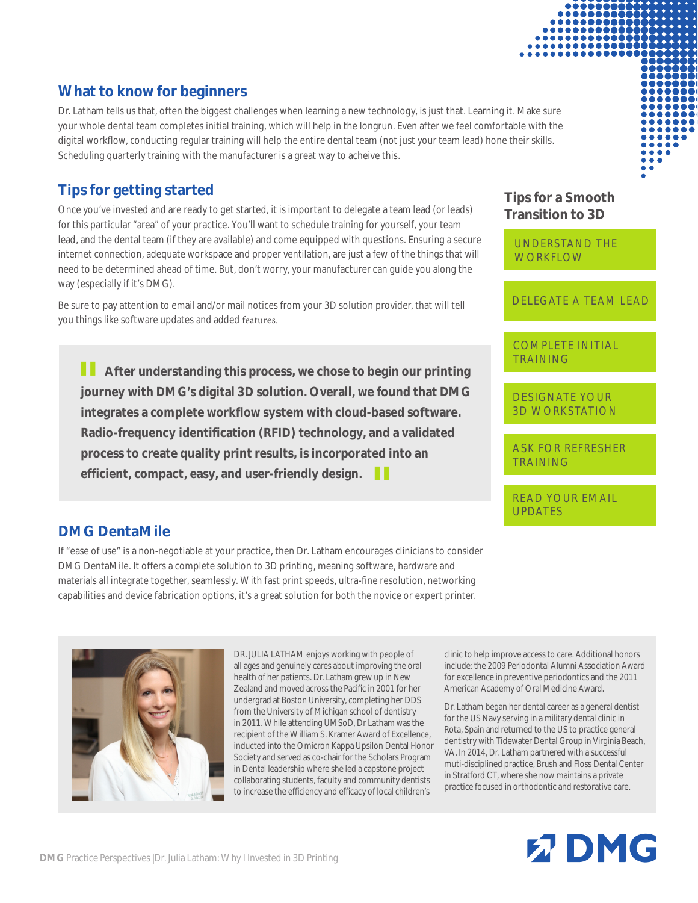## What to know for beginners

Dr. Latham tells us that, often the biggest challenges when learning a new technology, is just that. Learning it. Make sure your whole dental team completes initial training, which will help in the longrun. Even after we feel comfortable with the digital workflow, conducting regular training will help the entire dental team (not just your team lead) hone their skills. Scheduling quarterly training with the manufacturer is a great way to acheive this.

## Tips for getting started

Once you've invested and are ready to get started, it is important to delegate a team lead (or leads) for this particular "area" of your practice. You'll want to schedule training for yourself, your team lead, and the dental team (if they are available) and come equipped with questions. Ensuring a secure internet connection, adequate workspace and proper ventilation, are just a few of the things that will need to be determined ahead of time. But, don't worry, your manufacturer can guide you along the way (especially if it's DMG).

Be sure to pay attention to email and/or mail notices from your 3D solution provider, that will tell you things like software updates and added features.

> **"After understanding this process, we chose to begin our printing journey with DMG's digital 3D solution. Overall, we found that DMG integrates a complete workflow system with cloud-based software. Radio-frequency identification (RFID) technology, and a validated process to create quality print results, is incorporated into an efficient, compact, easy, and user-friendly design."**

### Tips for a Smooth Transition to 3D

- UNDERSTAND THE WORKFLOW
- DELEGATE A TEAM LEAD
- COMPLETE INITIAL TRAINING
- DESIGNATE YOUR 3D WORKSTATION
- ASK FOR REFRESHER TRAINING
- READ YOUR EMAIL UPDATES

## DMG DentaMile

If "ease of use" is a non-negotiable at your practice, then Dr. Latham encourages clinicians to consider DMG DentaMile. It offers a complete solution to 3D printing, meaning software, hardware and materials all integrate together, seamlessly. With fast print speeds, ultra-fine resolution, networking capabilities and device fabrication options, it's a great solution for both the novice or expert printer.

DR. JULIA LATHAM enjoys working with people of all ages and genuinely cares about improving the oral health of her patients. Dr. Latham grew up in New Zealand and moved across the Pacific in 2001 for her undergrad at Boston University, completing her DDS from the University of Michigan school of dentistry in 2011. While attending UMSoD, Dr Latham was the recipient of the William S. Kramer Award of Excellence, inducted into the Omicron Kappa Upsilon Dental Honor Society and served as co-chair for the Scholars Program in Dental leadership where she led a capstone project collaborating students, faculty and community dentists to increase the efficiency and efficacy of local children's clinic to help improve access to care. Additional honors include: the 2009 Periodontal Alumni Association Award for excellence in preventive periodontics and the 2011 American Academy of Oral Medicine Award.

Dr. Latham began her dental career as a general dentist for the US Navy serving in a military dental clinic in Rota, Spain and returned to the US to practice general dentistry with Tidewater Dental Group in Virginia Beach, VA. In 2014, Dr. Latham partnered with a successful muti-disciplined practice, Brush and Floss Dental Center in Stratford CT, where she now maintains a private practice focused in orthodontic and restorative care.